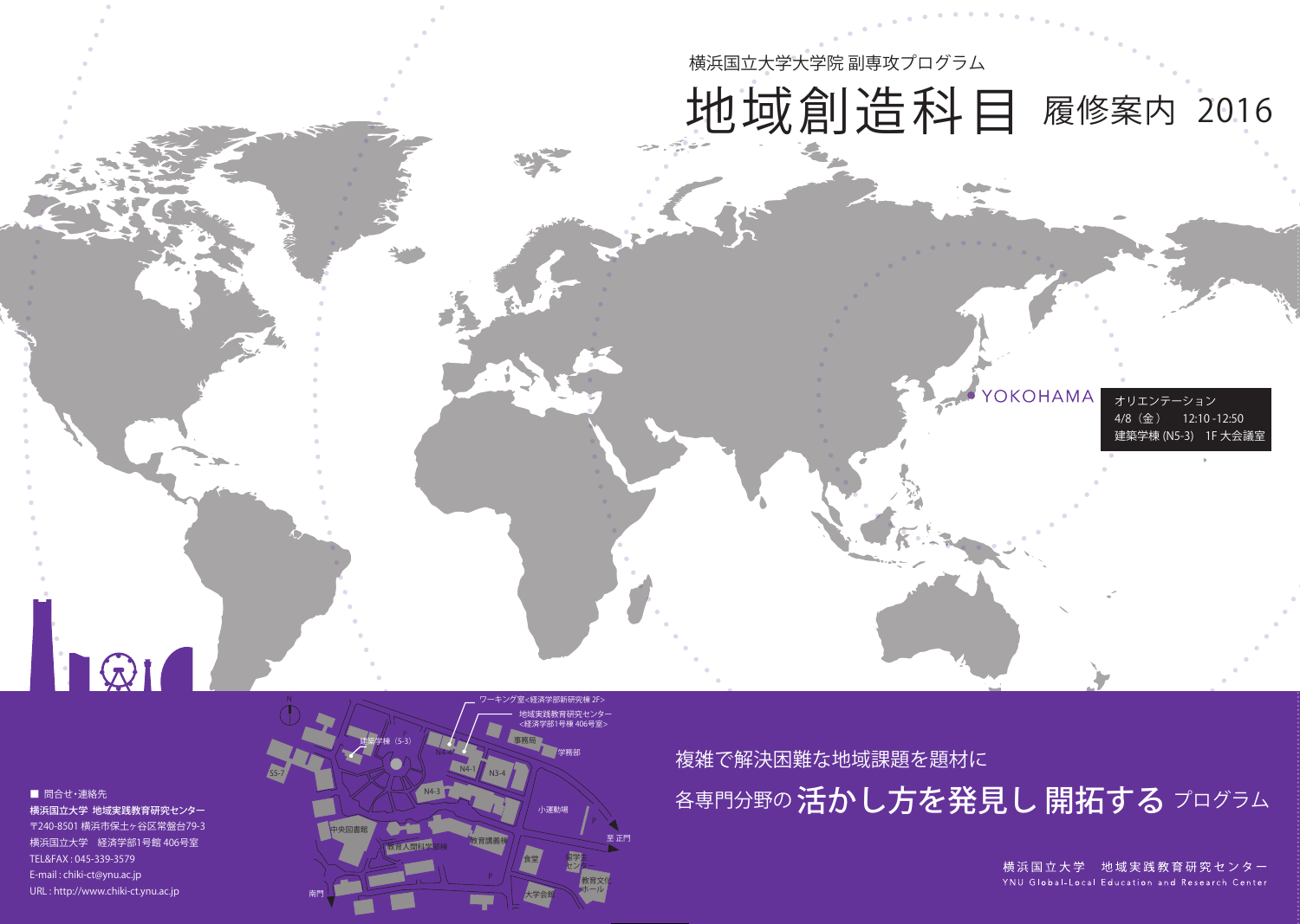横浜国立大学大学院 副専攻プログラム

# 地域創造科目 履修案内 2016

YOKOHAMA

オリエンテーション
4/8（金） 12:10 -12:50
建築学棟 (N5-3) 1F 大会議室

複雑で解決困難な地域課題を題材に

各専門分野の **活かし方を発見し 開拓する** プログラム

横浜国立大学 地域実践教育研究センター
YNU Global-Local Education and Research Center

■ 問合せ・連絡先

**横浜国立大学 地域実践教育研究センター**

〒240-8501 横浜市保土ヶ谷区常盤台79-3
横浜国立大学 経済学部1号館 406号室
TEL&FAX : 045-339-3579
E-mail : chiki-ct@ynu.ac.jp
URL : http://www.chiki-ct.ynu.ac.jp

ワーキング室<経済学部新研究棟 2F>
地域実践教育研究センター<経済学部1号棟 406号室>
建築学棟（5-3）
事務局
学務部
N4-4
N4-1
N3-4
N4-3
S5-7
小運動場
至 正門
中央図書館
教育人間科学部棟
教育講義棟
食堂
留学生センター
教育文化ホール
大学会館
南門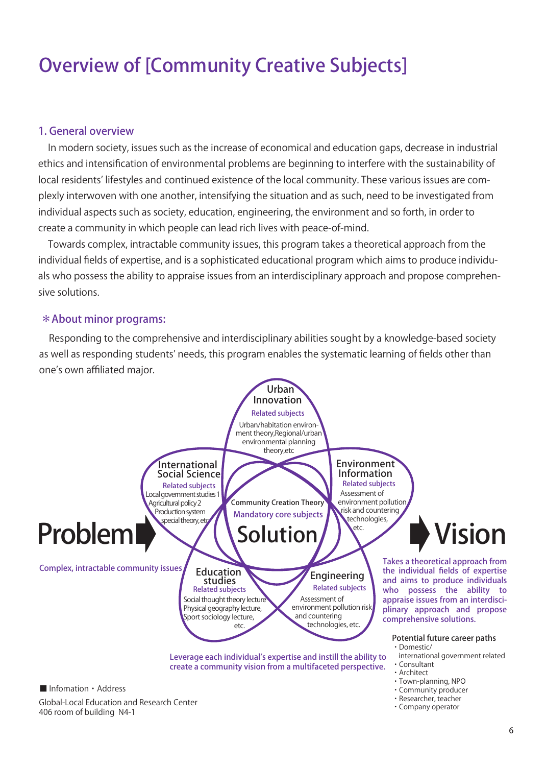# Overview of [Community Creative Subjects]

## 1. General overview

In modern society, issues such as the increase of economical and education gaps, decrease in industrial ethics and intensification of environmental problems are beginning to interfere with the sustainability of local residents' lifestyles and continued existence of the local community. These various issues are complexly interwoven with one another, intensifying the situation and as such, need to be investigated from individual aspects such as society, education, engineering, the environment and so forth, in order to create a community in which people can lead rich lives with peace-of-mind.

Towards complex, intractable community issues, this program takes a theoretical approach from the individual fields of expertise, and is a sophisticated educational program which aims to produce individuals who possess the ability to appraise issues from an interdisciplinary approach and propose comprehensive solutions.

### ＊About minor programs:

Responding to the comprehensive and interdisciplinary abilities sought by a knowledge-based society as well as responding students' needs, this program enables the systematic learning of fields other than one's own affiliated major.

Urban Innovation
Related subjects
Urban/habitation environment theory, Regional/urban environmental planning theory, etc

International Social Science
Related subjects
Local government studies 1
Agricultural policy 2
Production system special theory, etc

Environment Information
Related subjects
Assessment of environment pollution risk and countering technologies, etc.

Community Creation Theory
Mandatory core subjects

Problem

Solution

Vision

Complex, intractable community issues

Education studies
Related subjects
Social thought theory lecture
Physical geography lecture,
Sport sociology lecture,
etc.

Engineering
Related subjects
Assessment of environment pollution risk and countering technologies, etc.

Takes a theoretical approach from the individual fields of expertise and aims to produce individuals who possess the ability to appraise issues from an interdisciplinary approach and propose comprehensive solutions.

Leverage each individual's expertise and instill the ability to create a community vision from a multifaceted perspective.

Potential future career paths
- Domestic/ international government related
- Consultant
- Architect
- Town-planning, NPO
- Community producer
- Researcher, teacher
- Company operator

■ Infomation・Address

Global-Local Education and Research Center
406 room of building N4-1